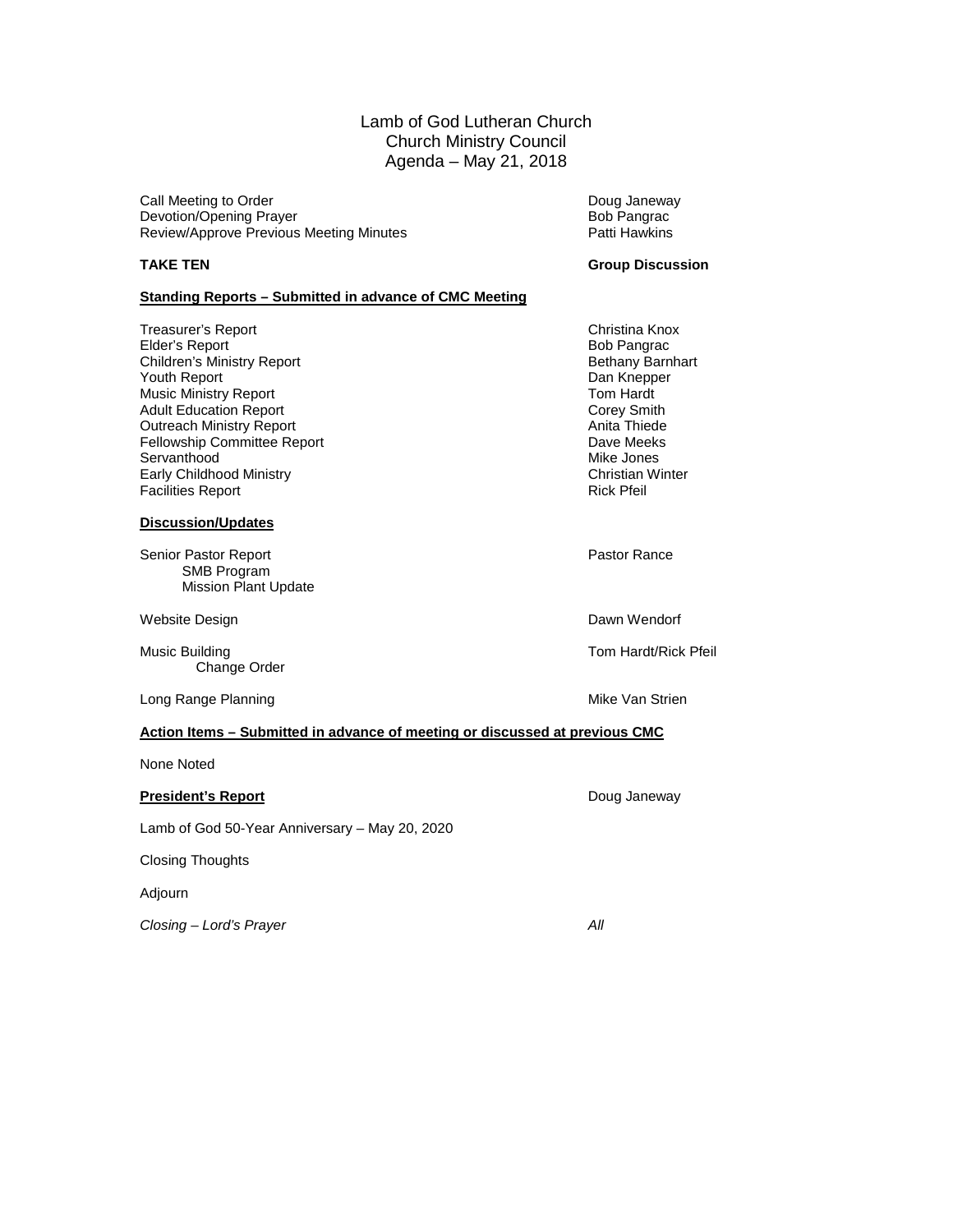# Lamb of God Lutheran Church
## Church Ministry Council
## Agenda – May 21, 2018

| | |
|---|---|
| Call Meeting to Order | Doug Janeway |
| Devotion/Opening Prayer | Bob Pangrac |
| Review/Approve Previous Meeting Minutes | Patti Hawkins |

**TAKE TEN** — **Group Discussion**

**<u>Standing Reports – Submitted in advance of CMC Meeting</u>**

| | |
|---|---|
| Treasurer's Report | Christina Knox |
| Elder's Report | Bob Pangrac |
| Children's Ministry Report | Bethany Barnhart |
| Youth Report | Dan Knepper |
| Music Ministry Report | Tom Hardt |
| Adult Education Report | Corey Smith |
| Outreach Ministry Report | Anita Thiede |
| Fellowship Committee Report | Dave Meeks |
| Servanthood | Mike Jones |
| Early Childhood Ministry | Christian Winter |
| Facilities Report | Rick Pfeil |

**<u>Discussion/Updates</u>**

| | |
|---|---|
| Senior Pastor Report<br>&nbsp;&nbsp;&nbsp;&nbsp;SMB Program<br>&nbsp;&nbsp;&nbsp;&nbsp;Mission Plant Update | Pastor Rance |
| Website Design | Dawn Wendorf |
| Music Building<br>&nbsp;&nbsp;&nbsp;&nbsp;Change Order | Tom Hardt/Rick Pfeil |
| Long Range Planning | Mike Van Strien |

**<u>Action Items – Submitted in advance of meeting or discussed at previous CMC</u>**

None Noted

**<u>President's Report</u>** — Doug Janeway

Lamb of God 50-Year Anniversary – May 20, 2020

Closing Thoughts

Adjourn

*Closing – Lord's Prayer* — *All*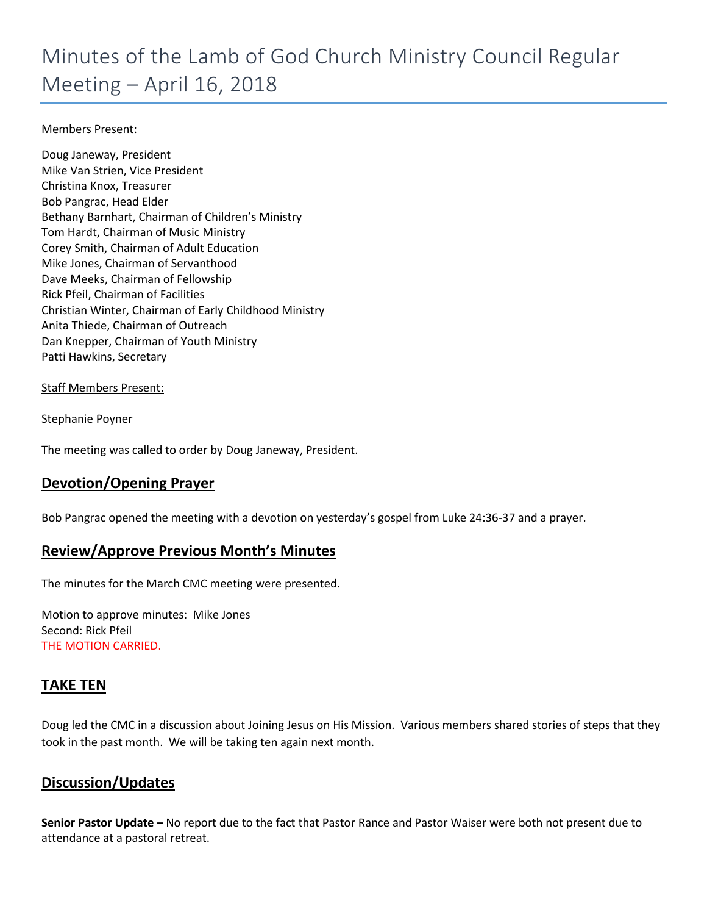# Minutes of the Lamb of God Church Ministry Council Regular Meeting – April 16, 2018

Members Present:

Doug Janeway, President
Mike Van Strien, Vice President
Christina Knox, Treasurer
Bob Pangrac, Head Elder
Bethany Barnhart, Chairman of Children's Ministry
Tom Hardt, Chairman of Music Ministry
Corey Smith, Chairman of Adult Education
Mike Jones, Chairman of Servanthood
Dave Meeks, Chairman of Fellowship
Rick Pfeil, Chairman of Facilities
Christian Winter, Chairman of Early Childhood Ministry
Anita Thiede, Chairman of Outreach
Dan Knepper, Chairman of Youth Ministry
Patti Hawkins, Secretary

Staff Members Present:

Stephanie Poyner

The meeting was called to order by Doug Janeway, President.

## Devotion/Opening Prayer

Bob Pangrac opened the meeting with a devotion on yesterday's gospel from Luke 24:36-37 and a prayer.

## Review/Approve Previous Month's Minutes

The minutes for the March CMC meeting were presented.

Motion to approve minutes: Mike Jones
Second: Rick Pfeil
THE MOTION CARRIED.

## TAKE TEN

Doug led the CMC in a discussion about Joining Jesus on His Mission. Various members shared stories of steps that they took in the past month. We will be taking ten again next month.

## Discussion/Updates

**Senior Pastor Update –** No report due to the fact that Pastor Rance and Pastor Waiser were both not present due to attendance at a pastoral retreat.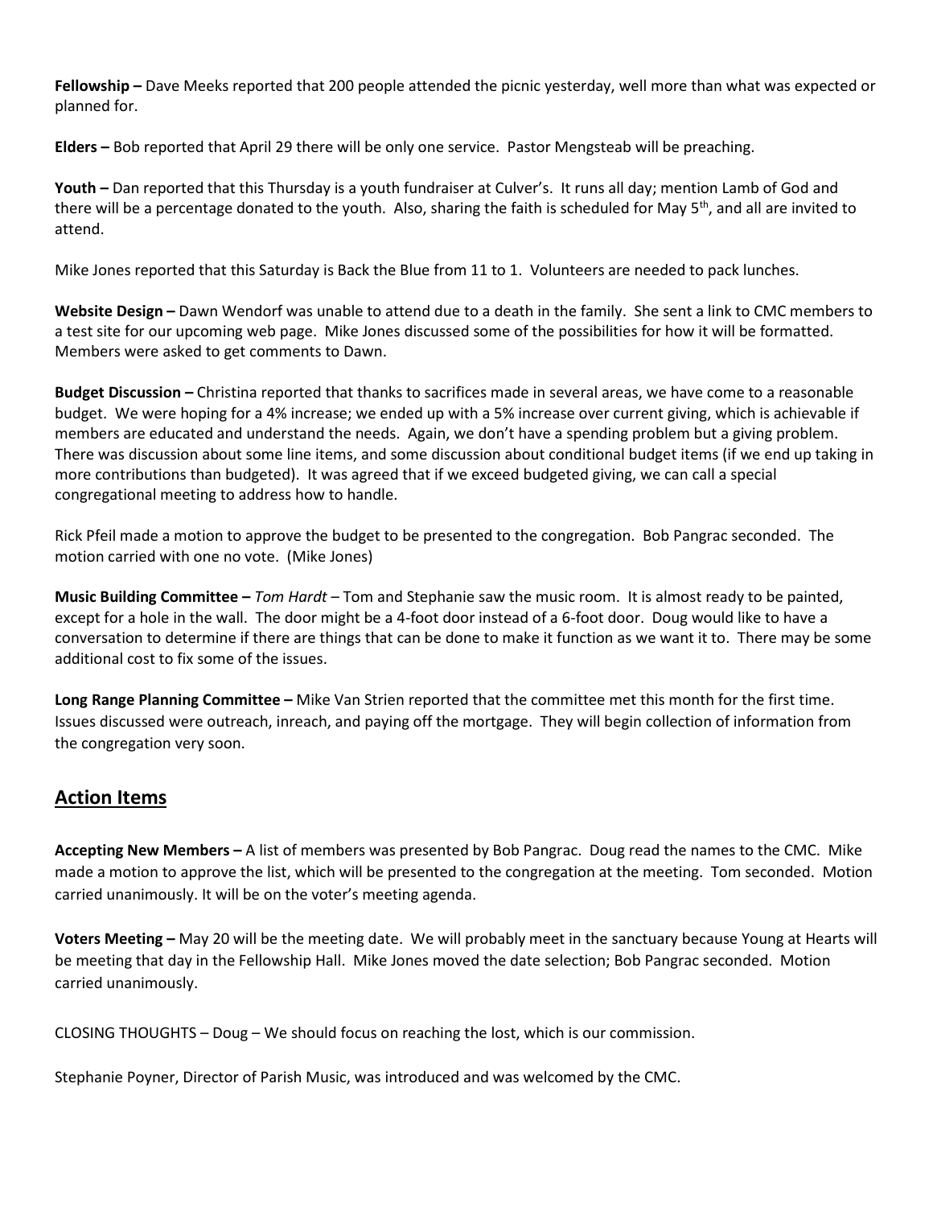**Fellowship –** Dave Meeks reported that 200 people attended the picnic yesterday, well more than what was expected or planned for.

**Elders –** Bob reported that April 29 there will be only one service. Pastor Mengsteab will be preaching.

**Youth –** Dan reported that this Thursday is a youth fundraiser at Culver's. It runs all day; mention Lamb of God and there will be a percentage donated to the youth. Also, sharing the faith is scheduled for May 5th, and all are invited to attend.

Mike Jones reported that this Saturday is Back the Blue from 11 to 1. Volunteers are needed to pack lunches.

**Website Design –** Dawn Wendorf was unable to attend due to a death in the family. She sent a link to CMC members to a test site for our upcoming web page. Mike Jones discussed some of the possibilities for how it will be formatted. Members were asked to get comments to Dawn.

**Budget Discussion –** Christina reported that thanks to sacrifices made in several areas, we have come to a reasonable budget. We were hoping for a 4% increase; we ended up with a 5% increase over current giving, which is achievable if members are educated and understand the needs. Again, we don't have a spending problem but a giving problem. There was discussion about some line items, and some discussion about conditional budget items (if we end up taking in more contributions than budgeted). It was agreed that if we exceed budgeted giving, we can call a special congregational meeting to address how to handle.

Rick Pfeil made a motion to approve the budget to be presented to the congregation. Bob Pangrac seconded. The motion carried with one no vote. (Mike Jones)

**Music Building Committee –** *Tom Hardt* – Tom and Stephanie saw the music room. It is almost ready to be painted, except for a hole in the wall. The door might be a 4-foot door instead of a 6-foot door. Doug would like to have a conversation to determine if there are things that can be done to make it function as we want it to. There may be some additional cost to fix some of the issues.

**Long Range Planning Committee –** Mike Van Strien reported that the committee met this month for the first time. Issues discussed were outreach, inreach, and paying off the mortgage. They will begin collection of information from the congregation very soon.

## Action Items

**Accepting New Members –** A list of members was presented by Bob Pangrac. Doug read the names to the CMC. Mike made a motion to approve the list, which will be presented to the congregation at the meeting. Tom seconded. Motion carried unanimously. It will be on the voter's meeting agenda.

**Voters Meeting –** May 20 will be the meeting date. We will probably meet in the sanctuary because Young at Hearts will be meeting that day in the Fellowship Hall. Mike Jones moved the date selection; Bob Pangrac seconded. Motion carried unanimously.

CLOSING THOUGHTS – Doug – We should focus on reaching the lost, which is our commission.

Stephanie Poyner, Director of Parish Music, was introduced and was welcomed by the CMC.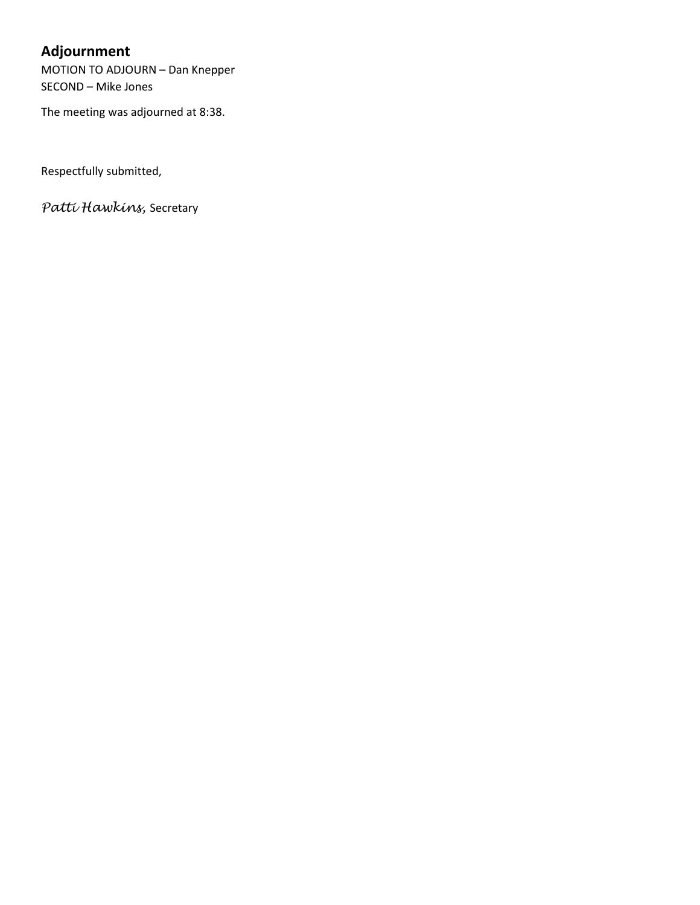## Adjournment

MOTION TO ADJOURN – Dan Knepper
SECOND – Mike Jones

The meeting was adjourned at 8:38.

Respectfully submitted,

*Patti Hawkins,* Secretary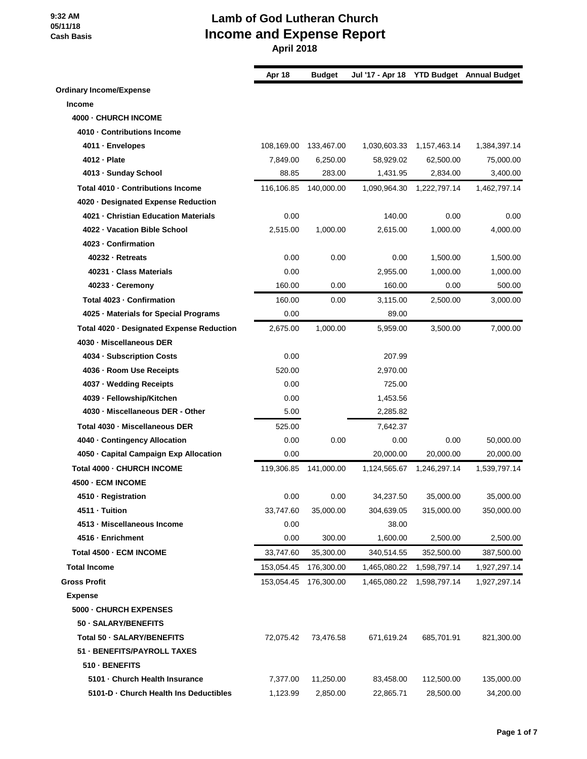9:32 AM
05/11/18
Cash Basis

# Lamb of God Lutheran Church
## Income and Expense Report
### April 2018

| | Apr 18 | Budget | Jul '17 - Apr 18 | YTD Budget | Annual Budget |
|---|---|---|---|---|---|
| **Ordinary Income/Expense** | | | | | |
| **Income** | | | | | |
| **4000 · CHURCH INCOME** | | | | | |
| **4010 · Contributions Income** | | | | | |
| **4011 · Envelopes** | 108,169.00 | 133,467.00 | 1,030,603.33 | 1,157,463.14 | 1,384,397.14 |
| **4012 · Plate** | 7,849.00 | 6,250.00 | 58,929.02 | 62,500.00 | 75,000.00 |
| **4013 · Sunday School** | 88.85 | 283.00 | 1,431.95 | 2,834.00 | 3,400.00 |
| **Total 4010 · Contributions Income** | 116,106.85 | 140,000.00 | 1,090,964.30 | 1,222,797.14 | 1,462,797.14 |
| **4020 · Designated Expense Reduction** | | | | | |
| **4021 · Christian Education Materials** | 0.00 | | 140.00 | 0.00 | 0.00 |
| **4022 · Vacation Bible School** | 2,515.00 | 1,000.00 | 2,615.00 | 1,000.00 | 4,000.00 |
| **4023 · Confirmation** | | | | | |
| **40232 · Retreats** | 0.00 | 0.00 | 0.00 | 1,500.00 | 1,500.00 |
| **40231 · Class Materials** | 0.00 | | 2,955.00 | 1,000.00 | 1,000.00 |
| **40233 · Ceremony** | 160.00 | 0.00 | 160.00 | 0.00 | 500.00 |
| **Total 4023 · Confirmation** | 160.00 | 0.00 | 3,115.00 | 2,500.00 | 3,000.00 |
| **4025 · Materials for Special Programs** | 0.00 | | 89.00 | | |
| **Total 4020 · Designated Expense Reduction** | 2,675.00 | 1,000.00 | 5,959.00 | 3,500.00 | 7,000.00 |
| **4030 · Miscellaneous DER** | | | | | |
| **4034 · Subscription Costs** | 0.00 | | 207.99 | | |
| **4036 · Room Use Receipts** | 520.00 | | 2,970.00 | | |
| **4037 · Wedding Receipts** | 0.00 | | 725.00 | | |
| **4039 · Fellowship/Kitchen** | 0.00 | | 1,453.56 | | |
| **4030 · Miscellaneous DER - Other** | 5.00 | | 2,285.82 | | |
| **Total 4030 · Miscellaneous DER** | 525.00 | | 7,642.37 | | |
| **4040 · Contingency Allocation** | 0.00 | 0.00 | 0.00 | 0.00 | 50,000.00 |
| **4050 · Capital Campaign Exp Allocation** | 0.00 | | 20,000.00 | 20,000.00 | 20,000.00 |
| **Total 4000 · CHURCH INCOME** | 119,306.85 | 141,000.00 | 1,124,565.67 | 1,246,297.14 | 1,539,797.14 |
| **4500 · ECM INCOME** | | | | | |
| **4510 · Registration** | 0.00 | 0.00 | 34,237.50 | 35,000.00 | 35,000.00 |
| **4511 · Tuition** | 33,747.60 | 35,000.00 | 304,639.05 | 315,000.00 | 350,000.00 |
| **4513 · Miscellaneous Income** | 0.00 | | 38.00 | | |
| **4516 · Enrichment** | 0.00 | 300.00 | 1,600.00 | 2,500.00 | 2,500.00 |
| **Total 4500 · ECM INCOME** | 33,747.60 | 35,300.00 | 340,514.55 | 352,500.00 | 387,500.00 |
| **Total Income** | 153,054.45 | 176,300.00 | 1,465,080.22 | 1,598,797.14 | 1,927,297.14 |
| **Gross Profit** | 153,054.45 | 176,300.00 | 1,465,080.22 | 1,598,797.14 | 1,927,297.14 |
| **Expense** | | | | | |
| **5000 · CHURCH EXPENSES** | | | | | |
| **50 · SALARY/BENEFITS** | | | | | |
| **Total 50 · SALARY/BENEFITS** | 72,075.42 | 73,476.58 | 671,619.24 | 685,701.91 | 821,300.00 |
| **51 · BENEFITS/PAYROLL TAXES** | | | | | |
| **510 · BENEFITS** | | | | | |
| **5101 · Church Health Insurance** | 7,377.00 | 11,250.00 | 83,458.00 | 112,500.00 | 135,000.00 |
| **5101-D · Church Health Ins Deductibles** | 1,123.99 | 2,850.00 | 22,865.71 | 28,500.00 | 34,200.00 |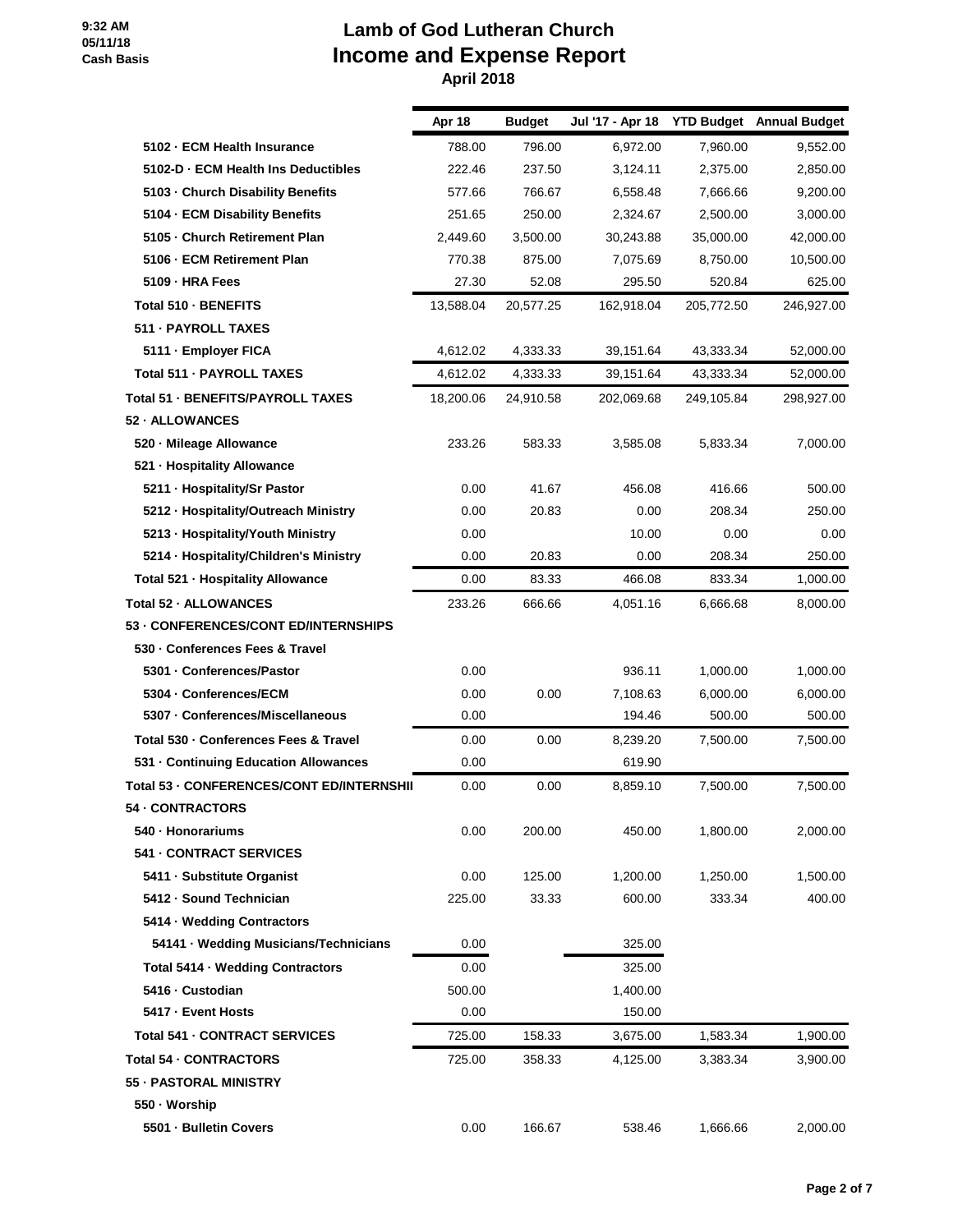# Lamb of God Lutheran Church
## Income and Expense Report
### April 2018

9:32 AM
05/11/18
Cash Basis

| | Apr 18 | Budget | Jul '17 - Apr 18 | YTD Budget | Annual Budget |
|---|---|---|---|---|---|
| 5102 · ECM Health Insurance | 788.00 | 796.00 | 6,972.00 | 7,960.00 | 9,552.00 |
| 5102-D · ECM Health Ins Deductibles | 222.46 | 237.50 | 3,124.11 | 2,375.00 | 2,850.00 |
| 5103 · Church Disability Benefits | 577.66 | 766.67 | 6,558.48 | 7,666.66 | 9,200.00 |
| 5104 · ECM Disability Benefits | 251.65 | 250.00 | 2,324.67 | 2,500.00 | 3,000.00 |
| 5105 · Church Retirement Plan | 2,449.60 | 3,500.00 | 30,243.88 | 35,000.00 | 42,000.00 |
| 5106 · ECM Retirement Plan | 770.38 | 875.00 | 7,075.69 | 8,750.00 | 10,500.00 |
| 5109 · HRA Fees | 27.30 | 52.08 | 295.50 | 520.84 | 625.00 |
| Total 510 · BENEFITS | 13,588.04 | 20,577.25 | 162,918.04 | 205,772.50 | 246,927.00 |
| 511 · PAYROLL TAXES | | | | | |
| 5111 · Employer FICA | 4,612.02 | 4,333.33 | 39,151.64 | 43,333.34 | 52,000.00 |
| Total 511 · PAYROLL TAXES | 4,612.02 | 4,333.33 | 39,151.64 | 43,333.34 | 52,000.00 |
| Total 51 · BENEFITS/PAYROLL TAXES | 18,200.06 | 24,910.58 | 202,069.68 | 249,105.84 | 298,927.00 |
| 52 · ALLOWANCES | | | | | |
| 520 · Mileage Allowance | 233.26 | 583.33 | 3,585.08 | 5,833.34 | 7,000.00 |
| 521 · Hospitality Allowance | | | | | |
| 5211 · Hospitality/Sr Pastor | 0.00 | 41.67 | 456.08 | 416.66 | 500.00 |
| 5212 · Hospitality/Outreach Ministry | 0.00 | 20.83 | 0.00 | 208.34 | 250.00 |
| 5213 · Hospitality/Youth Ministry | 0.00 | | 10.00 | 0.00 | 0.00 |
| 5214 · Hospitality/Children's Ministry | 0.00 | 20.83 | 0.00 | 208.34 | 250.00 |
| Total 521 · Hospitality Allowance | 0.00 | 83.33 | 466.08 | 833.34 | 1,000.00 |
| Total 52 · ALLOWANCES | 233.26 | 666.66 | 4,051.16 | 6,666.68 | 8,000.00 |
| 53 · CONFERENCES/CONT ED/INTERNSHIPS | | | | | |
| 530 · Conferences Fees & Travel | | | | | |
| 5301 · Conferences/Pastor | 0.00 | | 936.11 | 1,000.00 | 1,000.00 |
| 5304 · Conferences/ECM | 0.00 | 0.00 | 7,108.63 | 6,000.00 | 6,000.00 |
| 5307 · Conferences/Miscellaneous | 0.00 | | 194.46 | 500.00 | 500.00 |
| Total 530 · Conferences Fees & Travel | 0.00 | 0.00 | 8,239.20 | 7,500.00 | 7,500.00 |
| 531 · Continuing Education Allowances | 0.00 | | 619.90 | | |
| Total 53 · CONFERENCES/CONT ED/INTERNSHII | 0.00 | 0.00 | 8,859.10 | 7,500.00 | 7,500.00 |
| 54 · CONTRACTORS | | | | | |
| 540 · Honorariums | 0.00 | 200.00 | 450.00 | 1,800.00 | 2,000.00 |
| 541 · CONTRACT SERVICES | | | | | |
| 5411 · Substitute Organist | 0.00 | 125.00 | 1,200.00 | 1,250.00 | 1,500.00 |
| 5412 · Sound Technician | 225.00 | 33.33 | 600.00 | 333.34 | 400.00 |
| 5414 · Wedding Contractors | | | | | |
| 54141 · Wedding Musicians/Technicians | 0.00 | | 325.00 | | |
| Total 5414 · Wedding Contractors | 0.00 | | 325.00 | | |
| 5416 · Custodian | 500.00 | | 1,400.00 | | |
| 5417 · Event Hosts | 0.00 | | 150.00 | | |
| Total 541 · CONTRACT SERVICES | 725.00 | 158.33 | 3,675.00 | 1,583.34 | 1,900.00 |
| Total 54 · CONTRACTORS | 725.00 | 358.33 | 4,125.00 | 3,383.34 | 3,900.00 |
| 55 · PASTORAL MINISTRY | | | | | |
| 550 · Worship | | | | | |
| 5501 · Bulletin Covers | 0.00 | 166.67 | 538.46 | 1,666.66 | 2,000.00 |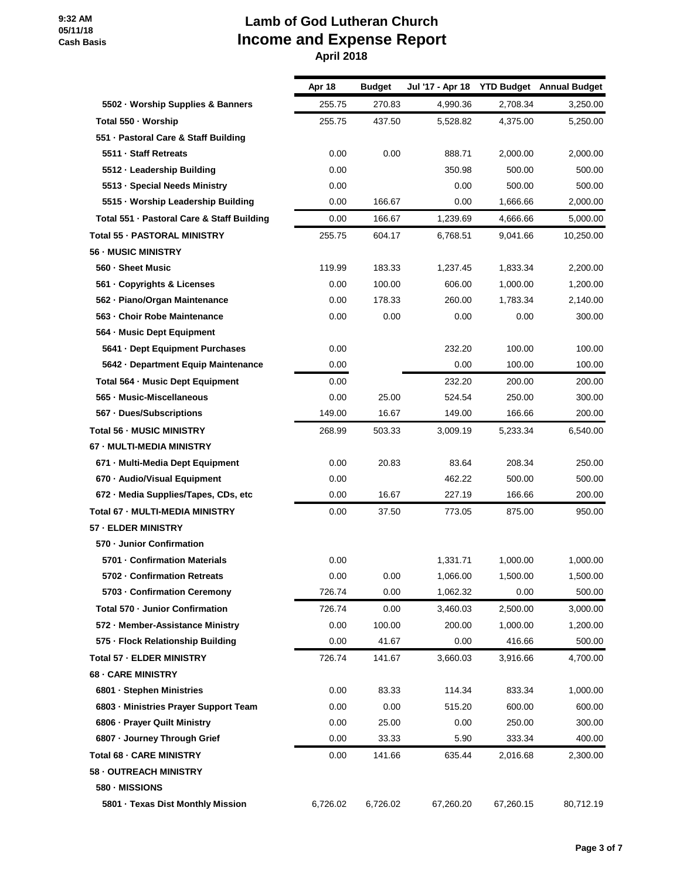# Lamb of God Lutheran Church
## Income and Expense Report
### April 2018

9:32 AM
05/11/18
Cash Basis

| | Apr 18 | Budget | Jul '17 - Apr 18 | YTD Budget | Annual Budget |
|---|---|---|---|---|---|
| 5502 · Worship Supplies & Banners | 255.75 | 270.83 | 4,990.36 | 2,708.34 | 3,250.00 |
| Total 550 · Worship | 255.75 | 437.50 | 5,528.82 | 4,375.00 | 5,250.00 |
| 551 · Pastoral Care & Staff Building | | | | | |
| 5511 · Staff Retreats | 0.00 | 0.00 | 888.71 | 2,000.00 | 2,000.00 |
| 5512 · Leadership Building | 0.00 | | 350.98 | 500.00 | 500.00 |
| 5513 · Special Needs Ministry | 0.00 | | 0.00 | 500.00 | 500.00 |
| 5515 · Worship Leadership Building | 0.00 | 166.67 | 0.00 | 1,666.66 | 2,000.00 |
| Total 551 · Pastoral Care & Staff Building | 0.00 | 166.67 | 1,239.69 | 4,666.66 | 5,000.00 |
| Total 55 · PASTORAL MINISTRY | 255.75 | 604.17 | 6,768.51 | 9,041.66 | 10,250.00 |
| 56 · MUSIC MINISTRY | | | | | |
| 560 · Sheet Music | 119.99 | 183.33 | 1,237.45 | 1,833.34 | 2,200.00 |
| 561 · Copyrights & Licenses | 0.00 | 100.00 | 606.00 | 1,000.00 | 1,200.00 |
| 562 · Piano/Organ Maintenance | 0.00 | 178.33 | 260.00 | 1,783.34 | 2,140.00 |
| 563 · Choir Robe Maintenance | 0.00 | 0.00 | 0.00 | 0.00 | 300.00 |
| 564 · Music Dept Equipment | | | | | |
| 5641 · Dept Equipment Purchases | 0.00 | | 232.20 | 100.00 | 100.00 |
| 5642 · Department Equip Maintenance | 0.00 | | 0.00 | 100.00 | 100.00 |
| Total 564 · Music Dept Equipment | 0.00 | | 232.20 | 200.00 | 200.00 |
| 565 · Music-Miscellaneous | 0.00 | 25.00 | 524.54 | 250.00 | 300.00 |
| 567 · Dues/Subscriptions | 149.00 | 16.67 | 149.00 | 166.66 | 200.00 |
| Total 56 · MUSIC MINISTRY | 268.99 | 503.33 | 3,009.19 | 5,233.34 | 6,540.00 |
| 67 · MULTI-MEDIA MINISTRY | | | | | |
| 671 · Multi-Media Dept Equipment | 0.00 | 20.83 | 83.64 | 208.34 | 250.00 |
| 670 · Audio/Visual Equipment | 0.00 | | 462.22 | 500.00 | 500.00 |
| 672 · Media Supplies/Tapes, CDs, etc | 0.00 | 16.67 | 227.19 | 166.66 | 200.00 |
| Total 67 · MULTI-MEDIA MINISTRY | 0.00 | 37.50 | 773.05 | 875.00 | 950.00 |
| 57 · ELDER MINISTRY | | | | | |
| 570 · Junior Confirmation | | | | | |
| 5701 · Confirmation Materials | 0.00 | | 1,331.71 | 1,000.00 | 1,000.00 |
| 5702 · Confirmation Retreats | 0.00 | 0.00 | 1,066.00 | 1,500.00 | 1,500.00 |
| 5703 · Confirmation Ceremony | 726.74 | 0.00 | 1,062.32 | 0.00 | 500.00 |
| Total 570 · Junior Confirmation | 726.74 | 0.00 | 3,460.03 | 2,500.00 | 3,000.00 |
| 572 · Member-Assistance Ministry | 0.00 | 100.00 | 200.00 | 1,000.00 | 1,200.00 |
| 575 · Flock Relationship Building | 0.00 | 41.67 | 0.00 | 416.66 | 500.00 |
| Total 57 · ELDER MINISTRY | 726.74 | 141.67 | 3,660.03 | 3,916.66 | 4,700.00 |
| 68 · CARE MINISTRY | | | | | |
| 6801 · Stephen Ministries | 0.00 | 83.33 | 114.34 | 833.34 | 1,000.00 |
| 6803 · Ministries Prayer Support Team | 0.00 | 0.00 | 515.20 | 600.00 | 600.00 |
| 6806 · Prayer Quilt Ministry | 0.00 | 25.00 | 0.00 | 250.00 | 300.00 |
| 6807 · Journey Through Grief | 0.00 | 33.33 | 5.90 | 333.34 | 400.00 |
| Total 68 · CARE MINISTRY | 0.00 | 141.66 | 635.44 | 2,016.68 | 2,300.00 |
| 58 · OUTREACH MINISTRY | | | | | |
| 580 · MISSIONS | | | | | |
| 5801 · Texas Dist Monthly Mission | 6,726.02 | 6,726.02 | 67,260.20 | 67,260.15 | 80,712.19 |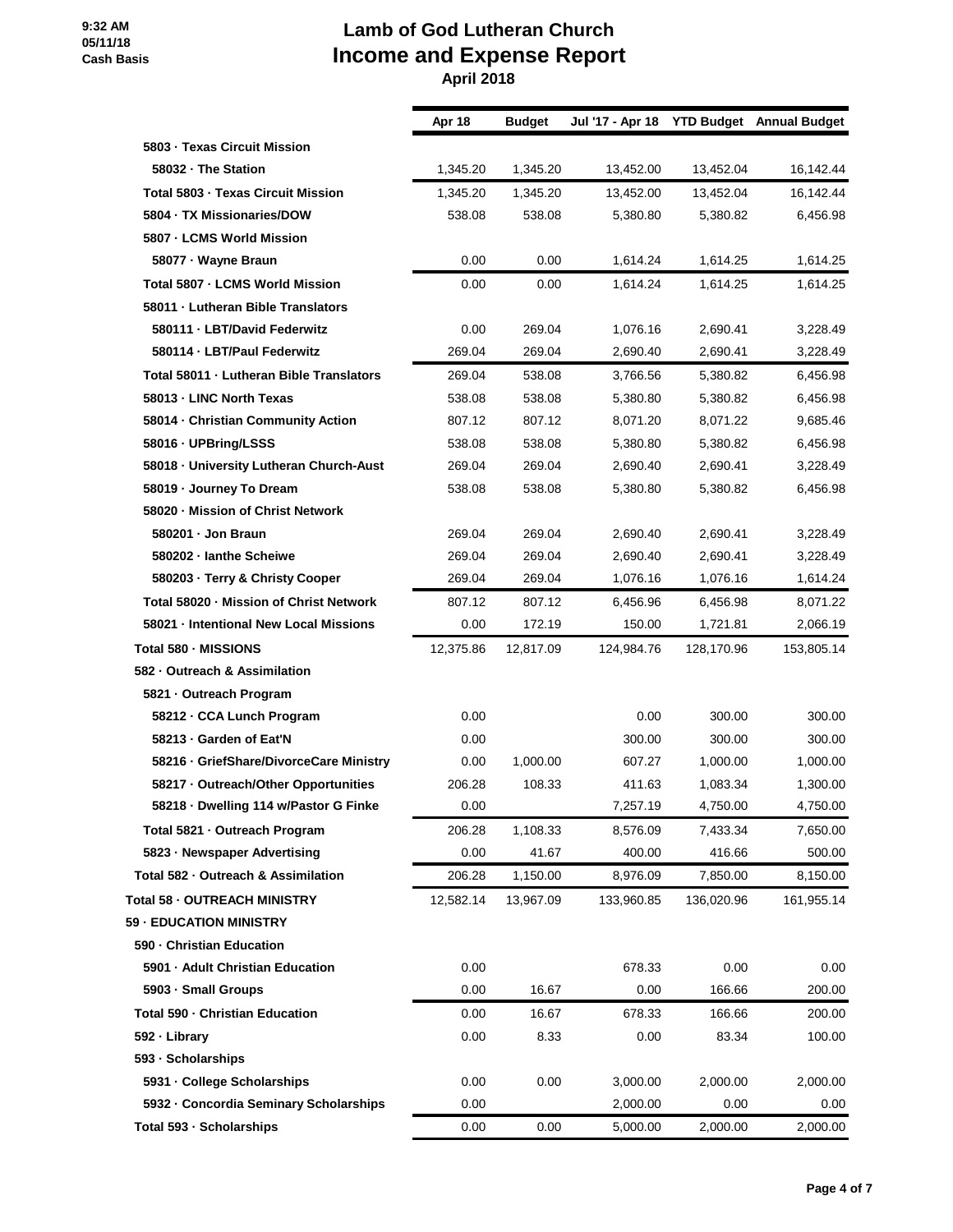# Lamb of God Lutheran Church
## Income and Expense Report
### April 2018

9:32 AM
05/11/18
Cash Basis

| | Apr 18 | Budget | Jul '17 - Apr 18 | YTD Budget | Annual Budget |
|---|---|---|---|---|---|
| 5803 · Texas Circuit Mission | | | | | |
| 58032 · The Station | 1,345.20 | 1,345.20 | 13,452.00 | 13,452.04 | 16,142.44 |
| Total 5803 · Texas Circuit Mission | 1,345.20 | 1,345.20 | 13,452.00 | 13,452.04 | 16,142.44 |
| 5804 · TX Missionaries/DOW | 538.08 | 538.08 | 5,380.80 | 5,380.82 | 6,456.98 |
| 5807 · LCMS World Mission | | | | | |
| 58077 · Wayne Braun | 0.00 | 0.00 | 1,614.24 | 1,614.25 | 1,614.25 |
| Total 5807 · LCMS World Mission | 0.00 | 0.00 | 1,614.24 | 1,614.25 | 1,614.25 |
| 58011 · Lutheran Bible Translators | | | | | |
| 580111 · LBT/David Federwitz | 0.00 | 269.04 | 1,076.16 | 2,690.41 | 3,228.49 |
| 580114 · LBT/Paul Federwitz | 269.04 | 269.04 | 2,690.40 | 2,690.41 | 3,228.49 |
| Total 58011 · Lutheran Bible Translators | 269.04 | 538.08 | 3,766.56 | 5,380.82 | 6,456.98 |
| 58013 · LINC North Texas | 538.08 | 538.08 | 5,380.80 | 5,380.82 | 6,456.98 |
| 58014 · Christian Community Action | 807.12 | 807.12 | 8,071.20 | 8,071.22 | 9,685.46 |
| 58016 · UPBring/LSSS | 538.08 | 538.08 | 5,380.80 | 5,380.82 | 6,456.98 |
| 58018 · University Lutheran Church-Aust | 269.04 | 269.04 | 2,690.40 | 2,690.41 | 3,228.49 |
| 58019 · Journey To Dream | 538.08 | 538.08 | 5,380.80 | 5,380.82 | 6,456.98 |
| 58020 · Mission of Christ Network | | | | | |
| 580201 · Jon Braun | 269.04 | 269.04 | 2,690.40 | 2,690.41 | 3,228.49 |
| 580202 · Ianthe Scheiwe | 269.04 | 269.04 | 2,690.40 | 2,690.41 | 3,228.49 |
| 580203 · Terry & Christy Cooper | 269.04 | 269.04 | 1,076.16 | 1,076.16 | 1,614.24 |
| Total 58020 · Mission of Christ Network | 807.12 | 807.12 | 6,456.96 | 6,456.98 | 8,071.22 |
| 58021 · Intentional New Local Missions | 0.00 | 172.19 | 150.00 | 1,721.81 | 2,066.19 |
| Total 580 · MISSIONS | 12,375.86 | 12,817.09 | 124,984.76 | 128,170.96 | 153,805.14 |
| 582 · Outreach & Assimilation | | | | | |
| 5821 · Outreach Program | | | | | |
| 58212 · CCA Lunch Program | 0.00 | | 0.00 | 300.00 | 300.00 |
| 58213 · Garden of Eat'N | 0.00 | | 300.00 | 300.00 | 300.00 |
| 58216 · GriefShare/DivorceCare Ministry | 0.00 | 1,000.00 | 607.27 | 1,000.00 | 1,000.00 |
| 58217 · Outreach/Other Opportunities | 206.28 | 108.33 | 411.63 | 1,083.34 | 1,300.00 |
| 58218 · Dwelling 114 w/Pastor G Finke | 0.00 | | 7,257.19 | 4,750.00 | 4,750.00 |
| Total 5821 · Outreach Program | 206.28 | 1,108.33 | 8,576.09 | 7,433.34 | 7,650.00 |
| 5823 · Newspaper Advertising | 0.00 | 41.67 | 400.00 | 416.66 | 500.00 |
| Total 582 · Outreach & Assimilation | 206.28 | 1,150.00 | 8,976.09 | 7,850.00 | 8,150.00 |
| Total 58 · OUTREACH MINISTRY | 12,582.14 | 13,967.09 | 133,960.85 | 136,020.96 | 161,955.14 |
| 59 · EDUCATION MINISTRY | | | | | |
| 590 · Christian Education | | | | | |
| 5901 · Adult Christian Education | 0.00 | | 678.33 | 0.00 | 0.00 |
| 5903 · Small Groups | 0.00 | 16.67 | 0.00 | 166.66 | 200.00 |
| Total 590 · Christian Education | 0.00 | 16.67 | 678.33 | 166.66 | 200.00 |
| 592 · Library | 0.00 | 8.33 | 0.00 | 83.34 | 100.00 |
| 593 · Scholarships | | | | | |
| 5931 · College Scholarships | 0.00 | 0.00 | 3,000.00 | 2,000.00 | 2,000.00 |
| 5932 · Concordia Seminary Scholarships | 0.00 | | 2,000.00 | 0.00 | 0.00 |
| Total 593 · Scholarships | 0.00 | 0.00 | 5,000.00 | 2,000.00 | 2,000.00 |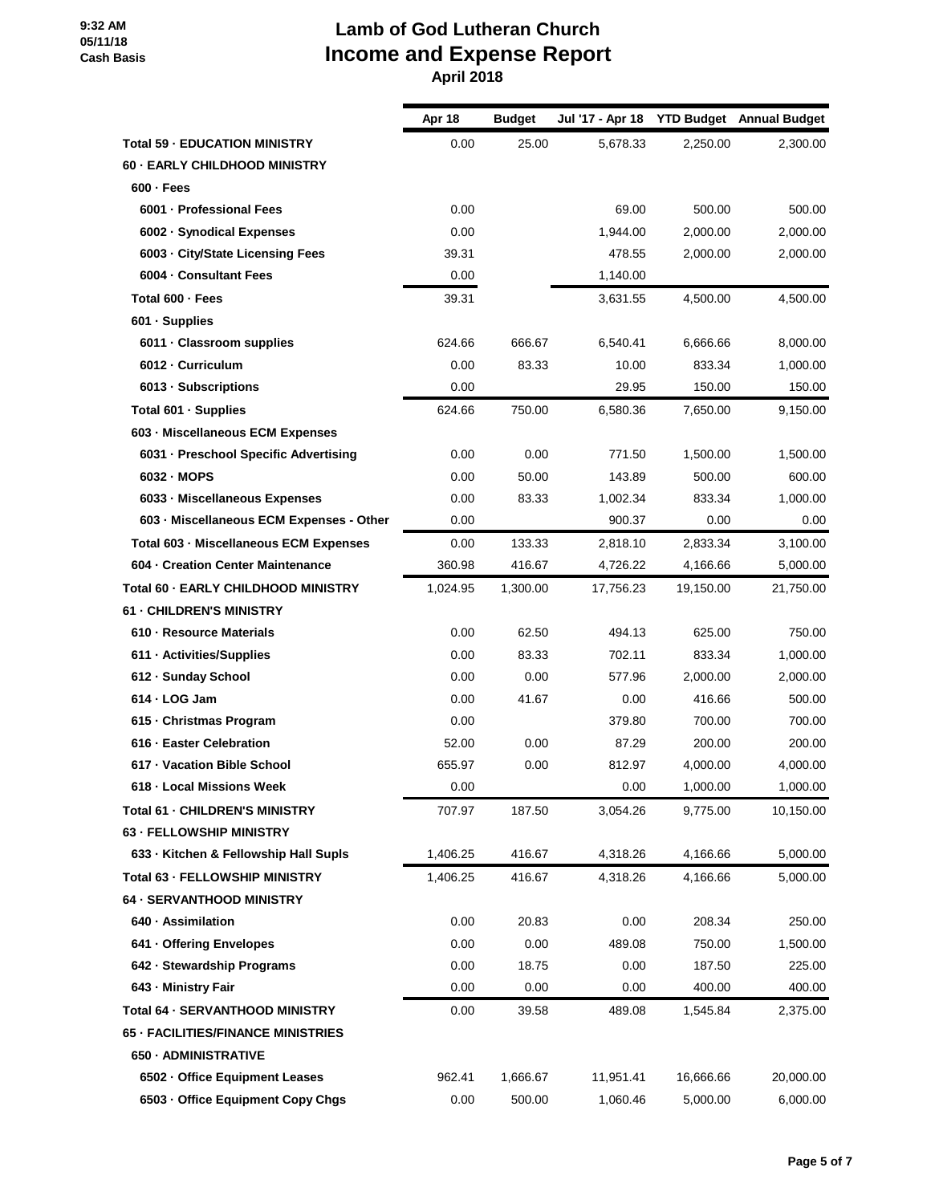9:32 AM
05/11/18
Cash Basis

# Lamb of God Lutheran Church
## Income and Expense Report
### April 2018

| | Apr 18 | Budget | Jul '17 - Apr 18 | YTD Budget | Annual Budget |
|---|---|---|---|---|---|
| **Total 59 · EDUCATION MINISTRY** | 0.00 | 25.00 | 5,678.33 | 2,250.00 | 2,300.00 |
| **60 · EARLY CHILDHOOD MINISTRY** | | | | | |
| **600 · Fees** | | | | | |
| **6001 · Professional Fees** | 0.00 | | 69.00 | 500.00 | 500.00 |
| **6002 · Synodical Expenses** | 0.00 | | 1,944.00 | 2,000.00 | 2,000.00 |
| **6003 · City/State Licensing Fees** | 39.31 | | 478.55 | 2,000.00 | 2,000.00 |
| **6004 · Consultant Fees** | 0.00 | | 1,140.00 | | |
| **Total 600 · Fees** | 39.31 | | 3,631.55 | 4,500.00 | 4,500.00 |
| **601 · Supplies** | | | | | |
| **6011 · Classroom supplies** | 624.66 | 666.67 | 6,540.41 | 6,666.66 | 8,000.00 |
| **6012 · Curriculum** | 0.00 | 83.33 | 10.00 | 833.34 | 1,000.00 |
| **6013 · Subscriptions** | 0.00 | | 29.95 | 150.00 | 150.00 |
| **Total 601 · Supplies** | 624.66 | 750.00 | 6,580.36 | 7,650.00 | 9,150.00 |
| **603 · Miscellaneous ECM Expenses** | | | | | |
| **6031 · Preschool Specific Advertising** | 0.00 | 0.00 | 771.50 | 1,500.00 | 1,500.00 |
| **6032 · MOPS** | 0.00 | 50.00 | 143.89 | 500.00 | 600.00 |
| **6033 · Miscellaneous Expenses** | 0.00 | 83.33 | 1,002.34 | 833.34 | 1,000.00 |
| **603 · Miscellaneous ECM Expenses - Other** | 0.00 | | 900.37 | 0.00 | 0.00 |
| **Total 603 · Miscellaneous ECM Expenses** | 0.00 | 133.33 | 2,818.10 | 2,833.34 | 3,100.00 |
| **604 · Creation Center Maintenance** | 360.98 | 416.67 | 4,726.22 | 4,166.66 | 5,000.00 |
| **Total 60 · EARLY CHILDHOOD MINISTRY** | 1,024.95 | 1,300.00 | 17,756.23 | 19,150.00 | 21,750.00 |
| **61 · CHILDREN'S MINISTRY** | | | | | |
| **610 · Resource Materials** | 0.00 | 62.50 | 494.13 | 625.00 | 750.00 |
| **611 · Activities/Supplies** | 0.00 | 83.33 | 702.11 | 833.34 | 1,000.00 |
| **612 · Sunday School** | 0.00 | 0.00 | 577.96 | 2,000.00 | 2,000.00 |
| **614 · LOG Jam** | 0.00 | 41.67 | 0.00 | 416.66 | 500.00 |
| **615 · Christmas Program** | 0.00 | | 379.80 | 700.00 | 700.00 |
| **616 · Easter Celebration** | 52.00 | 0.00 | 87.29 | 200.00 | 200.00 |
| **617 · Vacation Bible School** | 655.97 | 0.00 | 812.97 | 4,000.00 | 4,000.00 |
| **618 · Local Missions Week** | 0.00 | | 0.00 | 1,000.00 | 1,000.00 |
| **Total 61 · CHILDREN'S MINISTRY** | 707.97 | 187.50 | 3,054.26 | 9,775.00 | 10,150.00 |
| **63 · FELLOWSHIP MINISTRY** | | | | | |
| **633 · Kitchen & Fellowship Hall Supls** | 1,406.25 | 416.67 | 4,318.26 | 4,166.66 | 5,000.00 |
| **Total 63 · FELLOWSHIP MINISTRY** | 1,406.25 | 416.67 | 4,318.26 | 4,166.66 | 5,000.00 |
| **64 · SERVANTHOOD MINISTRY** | | | | | |
| **640 · Assimilation** | 0.00 | 20.83 | 0.00 | 208.34 | 250.00 |
| **641 · Offering Envelopes** | 0.00 | 0.00 | 489.08 | 750.00 | 1,500.00 |
| **642 · Stewardship Programs** | 0.00 | 18.75 | 0.00 | 187.50 | 225.00 |
| **643 · Ministry Fair** | 0.00 | 0.00 | 0.00 | 400.00 | 400.00 |
| **Total 64 · SERVANTHOOD MINISTRY** | 0.00 | 39.58 | 489.08 | 1,545.84 | 2,375.00 |
| **65 · FACILITIES/FINANCE MINISTRIES** | | | | | |
| **650 · ADMINISTRATIVE** | | | | | |
| **6502 · Office Equipment Leases** | 962.41 | 1,666.67 | 11,951.41 | 16,666.66 | 20,000.00 |
| **6503 · Office Equipment Copy Chgs** | 0.00 | 500.00 | 1,060.46 | 5,000.00 | 6,000.00 |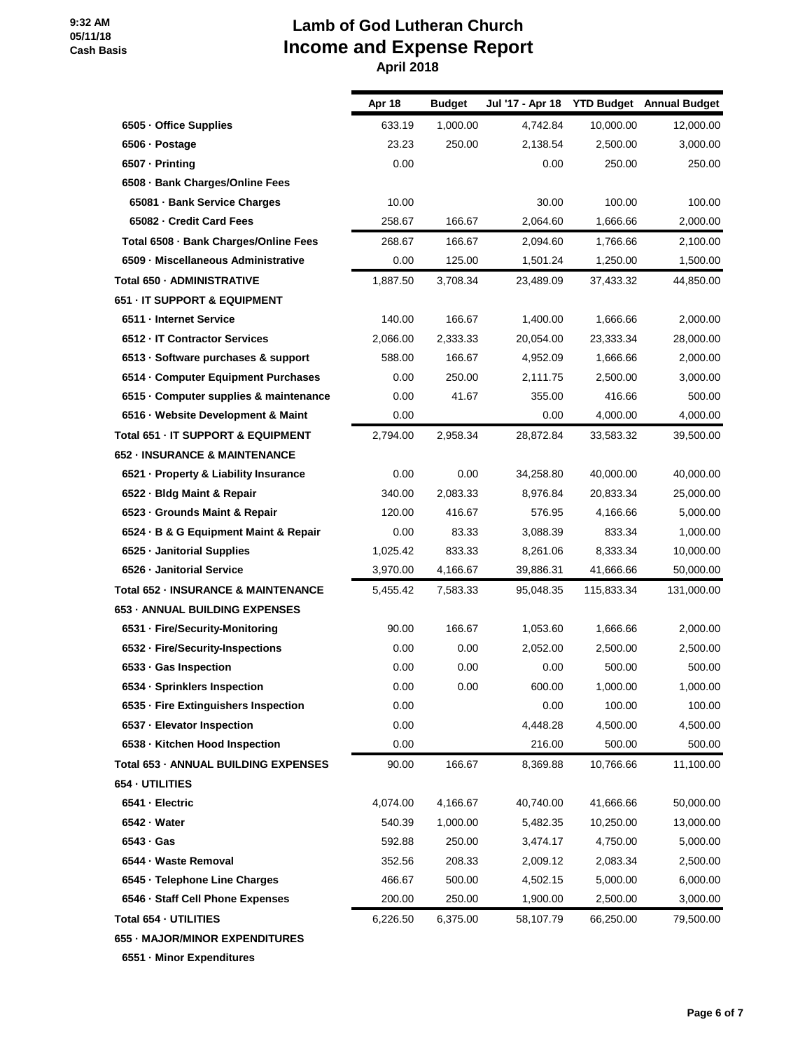9:32 AM
05/11/18
Cash Basis

# Lamb of God Lutheran Church
# Income and Expense Report
## April 2018

| | Apr 18 | Budget | Jul '17 - Apr 18 | YTD Budget | Annual Budget |
|---|---|---|---|---|---|
| 6505 · Office Supplies | 633.19 | 1,000.00 | 4,742.84 | 10,000.00 | 12,000.00 |
| 6506 · Postage | 23.23 | 250.00 | 2,138.54 | 2,500.00 | 3,000.00 |
| 6507 · Printing | 0.00 | | 0.00 | 250.00 | 250.00 |
| 6508 · Bank Charges/Online Fees | | | | | |
| 65081 · Bank Service Charges | 10.00 | | 30.00 | 100.00 | 100.00 |
| 65082 · Credit Card Fees | 258.67 | 166.67 | 2,064.60 | 1,666.66 | 2,000.00 |
| Total 6508 · Bank Charges/Online Fees | 268.67 | 166.67 | 2,094.60 | 1,766.66 | 2,100.00 |
| 6509 · Miscellaneous Administrative | 0.00 | 125.00 | 1,501.24 | 1,250.00 | 1,500.00 |
| Total 650 · ADMINISTRATIVE | 1,887.50 | 3,708.34 | 23,489.09 | 37,433.32 | 44,850.00 |
| 651 · IT SUPPORT & EQUIPMENT | | | | | |
| 6511 · Internet Service | 140.00 | 166.67 | 1,400.00 | 1,666.66 | 2,000.00 |
| 6512 · IT Contractor Services | 2,066.00 | 2,333.33 | 20,054.00 | 23,333.34 | 28,000.00 |
| 6513 · Software purchases & support | 588.00 | 166.67 | 4,952.09 | 1,666.66 | 2,000.00 |
| 6514 · Computer Equipment Purchases | 0.00 | 250.00 | 2,111.75 | 2,500.00 | 3,000.00 |
| 6515 · Computer supplies & maintenance | 0.00 | 41.67 | 355.00 | 416.66 | 500.00 |
| 6516 · Website Development & Maint | 0.00 | | 0.00 | 4,000.00 | 4,000.00 |
| Total 651 · IT SUPPORT & EQUIPMENT | 2,794.00 | 2,958.34 | 28,872.84 | 33,583.32 | 39,500.00 |
| 652 · INSURANCE & MAINTENANCE | | | | | |
| 6521 · Property & Liability Insurance | 0.00 | 0.00 | 34,258.80 | 40,000.00 | 40,000.00 |
| 6522 · Bldg Maint & Repair | 340.00 | 2,083.33 | 8,976.84 | 20,833.34 | 25,000.00 |
| 6523 · Grounds Maint & Repair | 120.00 | 416.67 | 576.95 | 4,166.66 | 5,000.00 |
| 6524 · B & G Equipment Maint & Repair | 0.00 | 83.33 | 3,088.39 | 833.34 | 1,000.00 |
| 6525 · Janitorial Supplies | 1,025.42 | 833.33 | 8,261.06 | 8,333.34 | 10,000.00 |
| 6526 · Janitorial Service | 3,970.00 | 4,166.67 | 39,886.31 | 41,666.66 | 50,000.00 |
| Total 652 · INSURANCE & MAINTENANCE | 5,455.42 | 7,583.33 | 95,048.35 | 115,833.34 | 131,000.00 |
| 653 · ANNUAL BUILDING EXPENSES | | | | | |
| 6531 · Fire/Security-Monitoring | 90.00 | 166.67 | 1,053.60 | 1,666.66 | 2,000.00 |
| 6532 · Fire/Security-Inspections | 0.00 | 0.00 | 2,052.00 | 2,500.00 | 2,500.00 |
| 6533 · Gas Inspection | 0.00 | 0.00 | 0.00 | 500.00 | 500.00 |
| 6534 · Sprinklers Inspection | 0.00 | 0.00 | 600.00 | 1,000.00 | 1,000.00 |
| 6535 · Fire Extinguishers Inspection | 0.00 | | 0.00 | 100.00 | 100.00 |
| 6537 · Elevator Inspection | 0.00 | | 4,448.28 | 4,500.00 | 4,500.00 |
| 6538 · Kitchen Hood Inspection | 0.00 | | 216.00 | 500.00 | 500.00 |
| Total 653 · ANNUAL BUILDING EXPENSES | 90.00 | 166.67 | 8,369.88 | 10,766.66 | 11,100.00 |
| 654 · UTILITIES | | | | | |
| 6541 · Electric | 4,074.00 | 4,166.67 | 40,740.00 | 41,666.66 | 50,000.00 |
| 6542 · Water | 540.39 | 1,000.00 | 5,482.35 | 10,250.00 | 13,000.00 |
| 6543 · Gas | 592.88 | 250.00 | 3,474.17 | 4,750.00 | 5,000.00 |
| 6544 · Waste Removal | 352.56 | 208.33 | 2,009.12 | 2,083.34 | 2,500.00 |
| 6545 · Telephone Line Charges | 466.67 | 500.00 | 4,502.15 | 5,000.00 | 6,000.00 |
| 6546 · Staff Cell Phone Expenses | 200.00 | 250.00 | 1,900.00 | 2,500.00 | 3,000.00 |
| Total 654 · UTILITIES | 6,226.50 | 6,375.00 | 58,107.79 | 66,250.00 | 79,500.00 |
| 655 · MAJOR/MINOR EXPENDITURES | | | | | |
| 6551 · Minor Expenditures | | | | | |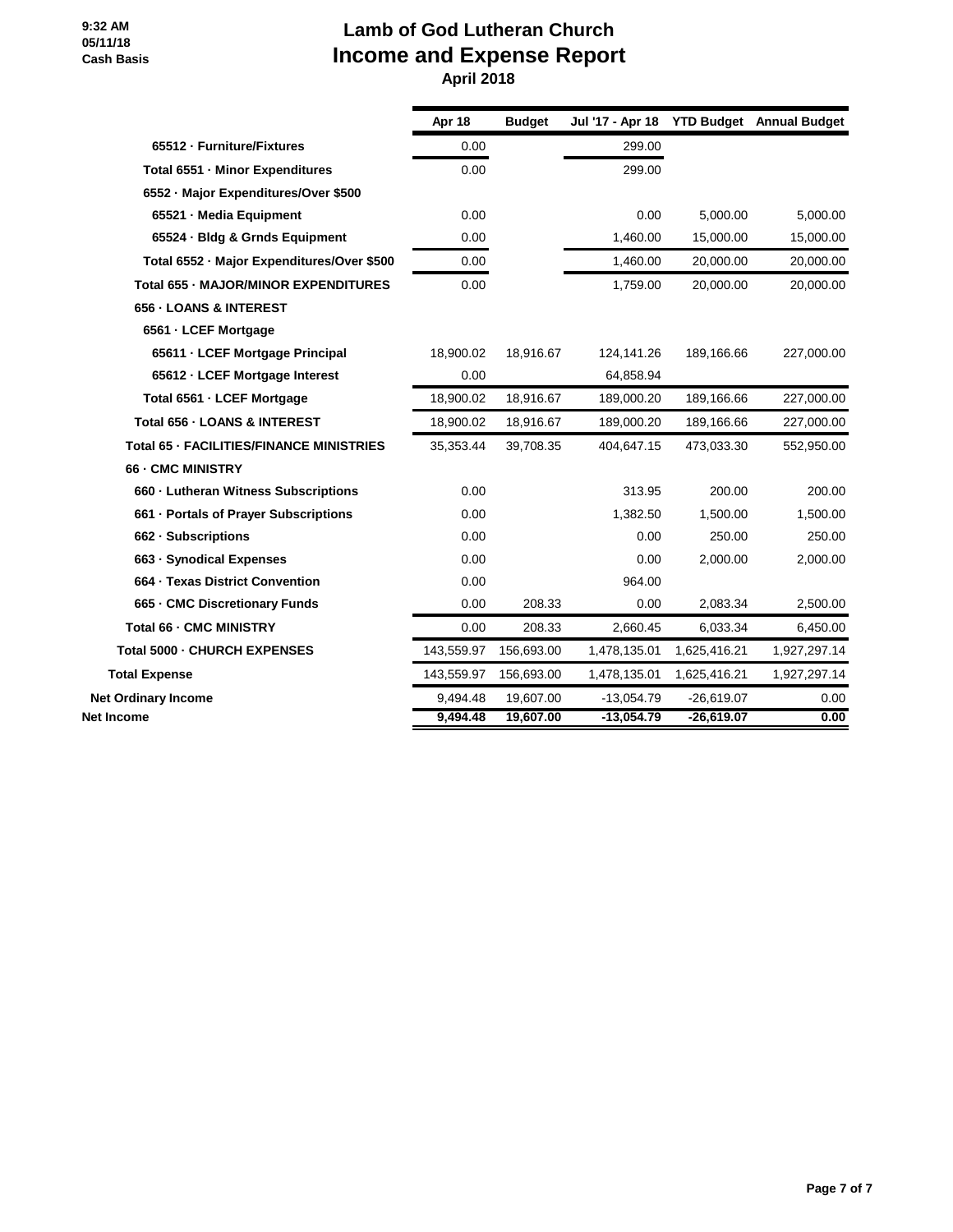**9:32 AM**
**05/11/18**
**Cash Basis**

# Lamb of God Lutheran Church
## Income and Expense Report
### April 2018

| | Apr 18 | Budget | Jul '17 - Apr 18 | YTD Budget | Annual Budget |
|---|---|---|---|---|---|
| 65512 · Furniture/Fixtures | 0.00 | | 299.00 | | |
| Total 6551 · Minor Expenditures | 0.00 | | 299.00 | | |
| 6552 · Major Expenditures/Over $500 | | | | | |
| 65521 · Media Equipment | 0.00 | | 0.00 | 5,000.00 | 5,000.00 |
| 65524 · Bldg & Grnds Equipment | 0.00 | | 1,460.00 | 15,000.00 | 15,000.00 |
| Total 6552 · Major Expenditures/Over $500 | 0.00 | | 1,460.00 | 20,000.00 | 20,000.00 |
| Total 655 · MAJOR/MINOR EXPENDITURES | 0.00 | | 1,759.00 | 20,000.00 | 20,000.00 |
| 656 · LOANS & INTEREST | | | | | |
| 6561 · LCEF Mortgage | | | | | |
| 65611 · LCEF Mortgage Principal | 18,900.02 | 18,916.67 | 124,141.26 | 189,166.66 | 227,000.00 |
| 65612 · LCEF Mortgage Interest | 0.00 | | 64,858.94 | | |
| Total 6561 · LCEF Mortgage | 18,900.02 | 18,916.67 | 189,000.20 | 189,166.66 | 227,000.00 |
| Total 656 · LOANS & INTEREST | 18,900.02 | 18,916.67 | 189,000.20 | 189,166.66 | 227,000.00 |
| Total 65 · FACILITIES/FINANCE MINISTRIES | 35,353.44 | 39,708.35 | 404,647.15 | 473,033.30 | 552,950.00 |
| 66 · CMC MINISTRY | | | | | |
| 660 · Lutheran Witness Subscriptions | 0.00 | | 313.95 | 200.00 | 200.00 |
| 661 · Portals of Prayer Subscriptions | 0.00 | | 1,382.50 | 1,500.00 | 1,500.00 |
| 662 · Subscriptions | 0.00 | | 0.00 | 250.00 | 250.00 |
| 663 · Synodical Expenses | 0.00 | | 0.00 | 2,000.00 | 2,000.00 |
| 664 · Texas District Convention | 0.00 | | 964.00 | | |
| 665 · CMC Discretionary Funds | 0.00 | 208.33 | 0.00 | 2,083.34 | 2,500.00 |
| Total 66 · CMC MINISTRY | 0.00 | 208.33 | 2,660.45 | 6,033.34 | 6,450.00 |
| Total 5000 · CHURCH EXPENSES | 143,559.97 | 156,693.00 | 1,478,135.01 | 1,625,416.21 | 1,927,297.14 |
| Total Expense | 143,559.97 | 156,693.00 | 1,478,135.01 | 1,625,416.21 | 1,927,297.14 |
| Net Ordinary Income | 9,494.48 | 19,607.00 | -13,054.79 | -26,619.07 | 0.00 |
| **Net Income** | **9,494.48** | **19,607.00** | **-13,054.79** | **-26,619.07** | **0.00** |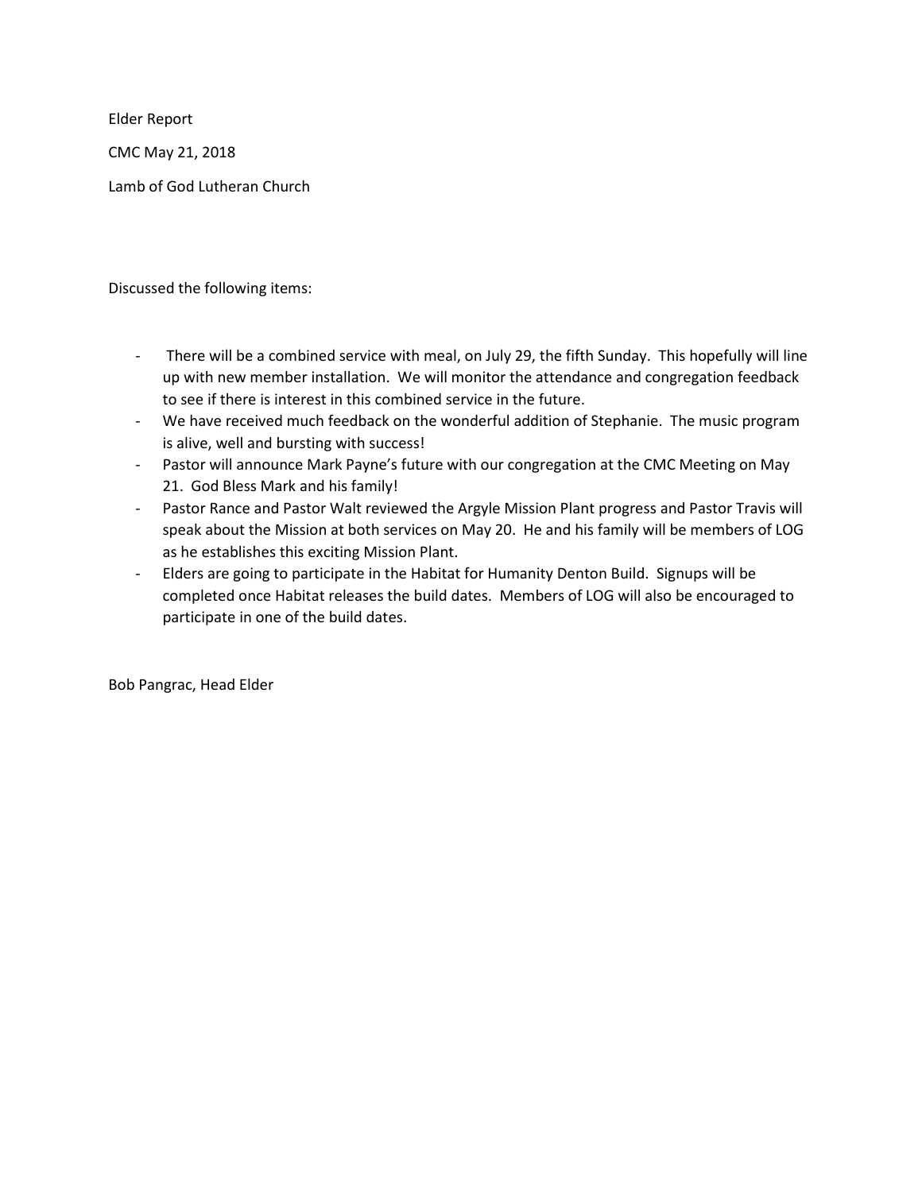Elder Report

CMC May 21, 2018

Lamb of God Lutheran Church

Discussed the following items:

- There will be a combined service with meal, on July 29, the fifth Sunday. This hopefully will line up with new member installation. We will monitor the attendance and congregation feedback to see if there is interest in this combined service in the future.
- We have received much feedback on the wonderful addition of Stephanie. The music program is alive, well and bursting with success!
- Pastor will announce Mark Payne's future with our congregation at the CMC Meeting on May 21. God Bless Mark and his family!
- Pastor Rance and Pastor Walt reviewed the Argyle Mission Plant progress and Pastor Travis will speak about the Mission at both services on May 20. He and his family will be members of LOG as he establishes this exciting Mission Plant.
- Elders are going to participate in the Habitat for Humanity Denton Build. Signups will be completed once Habitat releases the build dates. Members of LOG will also be encouraged to participate in one of the build dates.

Bob Pangrac, Head Elder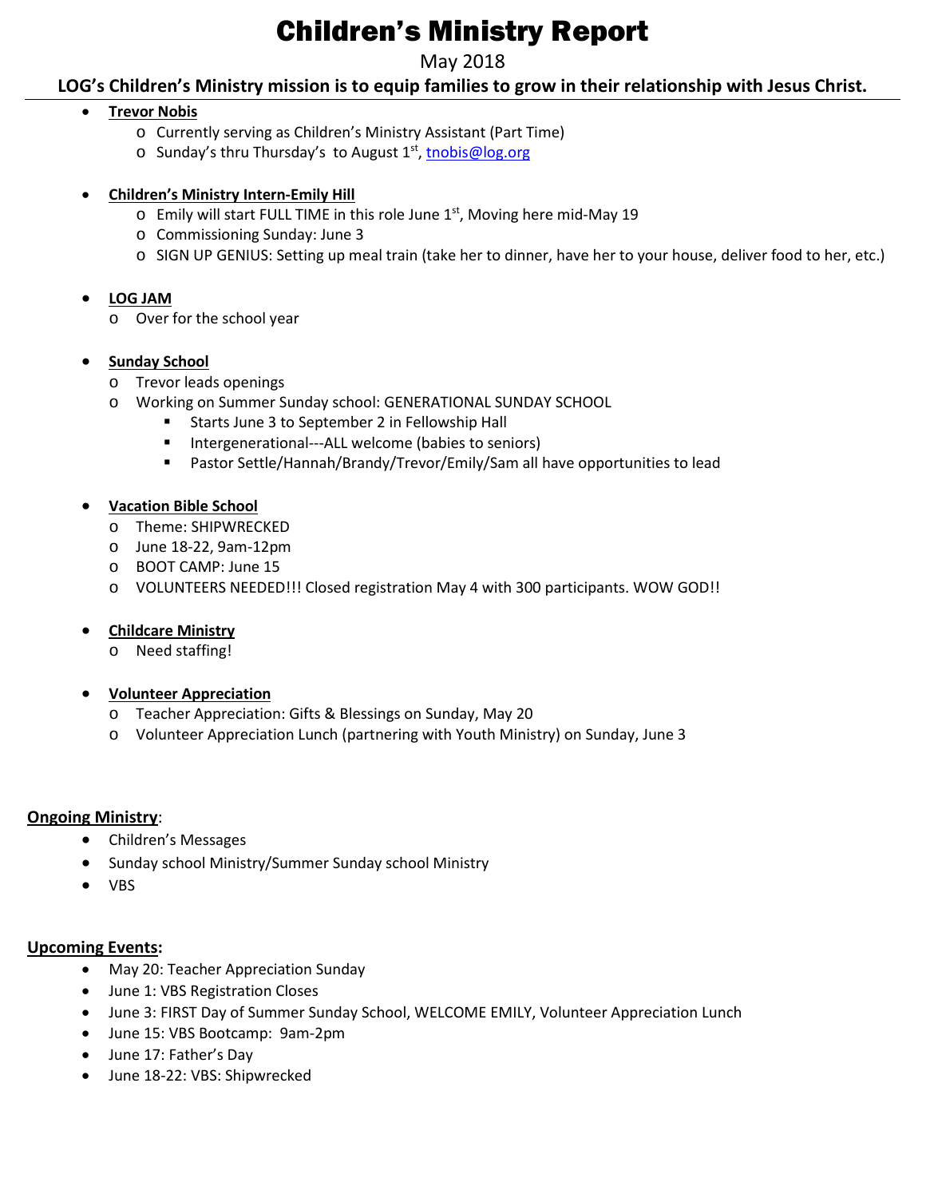# Children's Ministry Report

May 2018

**LOG's Children's Ministry mission is to equip families to grow in their relationship with Jesus Christ.**

- **Trevor Nobis**
  - Currently serving as Children's Ministry Assistant (Part Time)
  - Sunday's thru Thursday's to August 1st, tnobis@log.org

- **Children's Ministry Intern-Emily Hill**
  - Emily will start FULL TIME in this role June 1st, Moving here mid-May 19
  - Commissioning Sunday: June 3
  - SIGN UP GENIUS: Setting up meal train (take her to dinner, have her to your house, deliver food to her, etc.)

- **LOG JAM**
  - Over for the school year

- **Sunday School**
  - Trevor leads openings
  - Working on Summer Sunday school: GENERATIONAL SUNDAY SCHOOL
    - Starts June 3 to September 2 in Fellowship Hall
    - Intergenerational---ALL welcome (babies to seniors)
    - Pastor Settle/Hannah/Brandy/Trevor/Emily/Sam all have opportunities to lead

- **Vacation Bible School**
  - Theme: SHIPWRECKED
  - June 18-22, 9am-12pm
  - BOOT CAMP: June 15
  - VOLUNTEERS NEEDED!!! Closed registration May 4 with 300 participants. WOW GOD!!

- **Childcare Ministry**
  - Need staffing!

- **Volunteer Appreciation**
  - Teacher Appreciation: Gifts & Blessings on Sunday, May 20
  - Volunteer Appreciation Lunch (partnering with Youth Ministry) on Sunday, June 3

**Ongoing Ministry**:

- Children's Messages
- Sunday school Ministry/Summer Sunday school Ministry
- VBS

**Upcoming Events:**

- May 20: Teacher Appreciation Sunday
- June 1: VBS Registration Closes
- June 3: FIRST Day of Summer Sunday School, WELCOME EMILY, Volunteer Appreciation Lunch
- June 15: VBS Bootcamp: 9am-2pm
- June 17: Father's Day
- June 18-22: VBS: Shipwrecked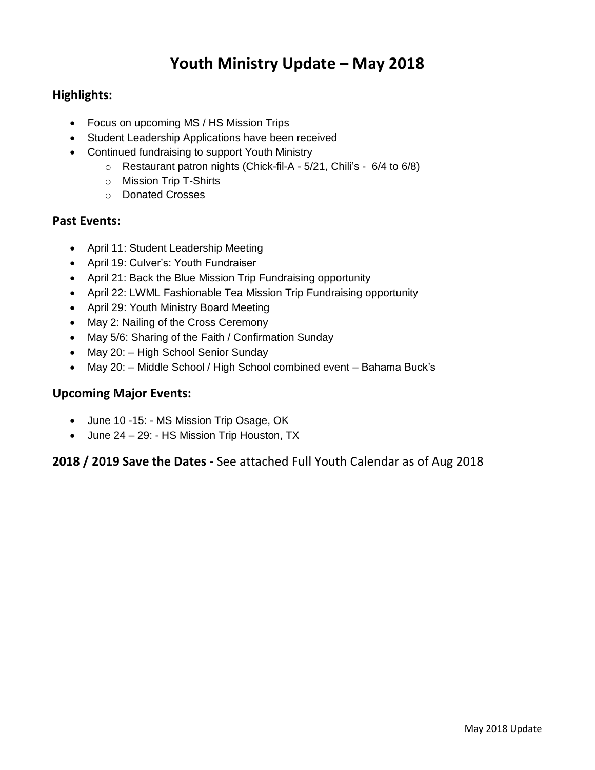# Youth Ministry Update – May 2018

## Highlights:

- Focus on upcoming MS / HS Mission Trips
- Student Leadership Applications have been received
- Continued fundraising to support Youth Ministry
  - Restaurant patron nights (Chick-fil-A - 5/21, Chili's - 6/4 to 6/8)
  - Mission Trip T-Shirts
  - Donated Crosses

## Past Events:

- April 11: Student Leadership Meeting
- April 19: Culver's: Youth Fundraiser
- April 21: Back the Blue Mission Trip Fundraising opportunity
- April 22: LWML Fashionable Tea Mission Trip Fundraising opportunity
- April 29: Youth Ministry Board Meeting
- May 2: Nailing of the Cross Ceremony
- May 5/6: Sharing of the Faith / Confirmation Sunday
- May 20: – High School Senior Sunday
- May 20: – Middle School / High School combined event – Bahama Buck's

## Upcoming Major Events:

- June 10 -15: - MS Mission Trip Osage, OK
- June 24 – 29: - HS Mission Trip Houston, TX

**2018 / 2019 Save the Dates -** See attached Full Youth Calendar as of Aug 2018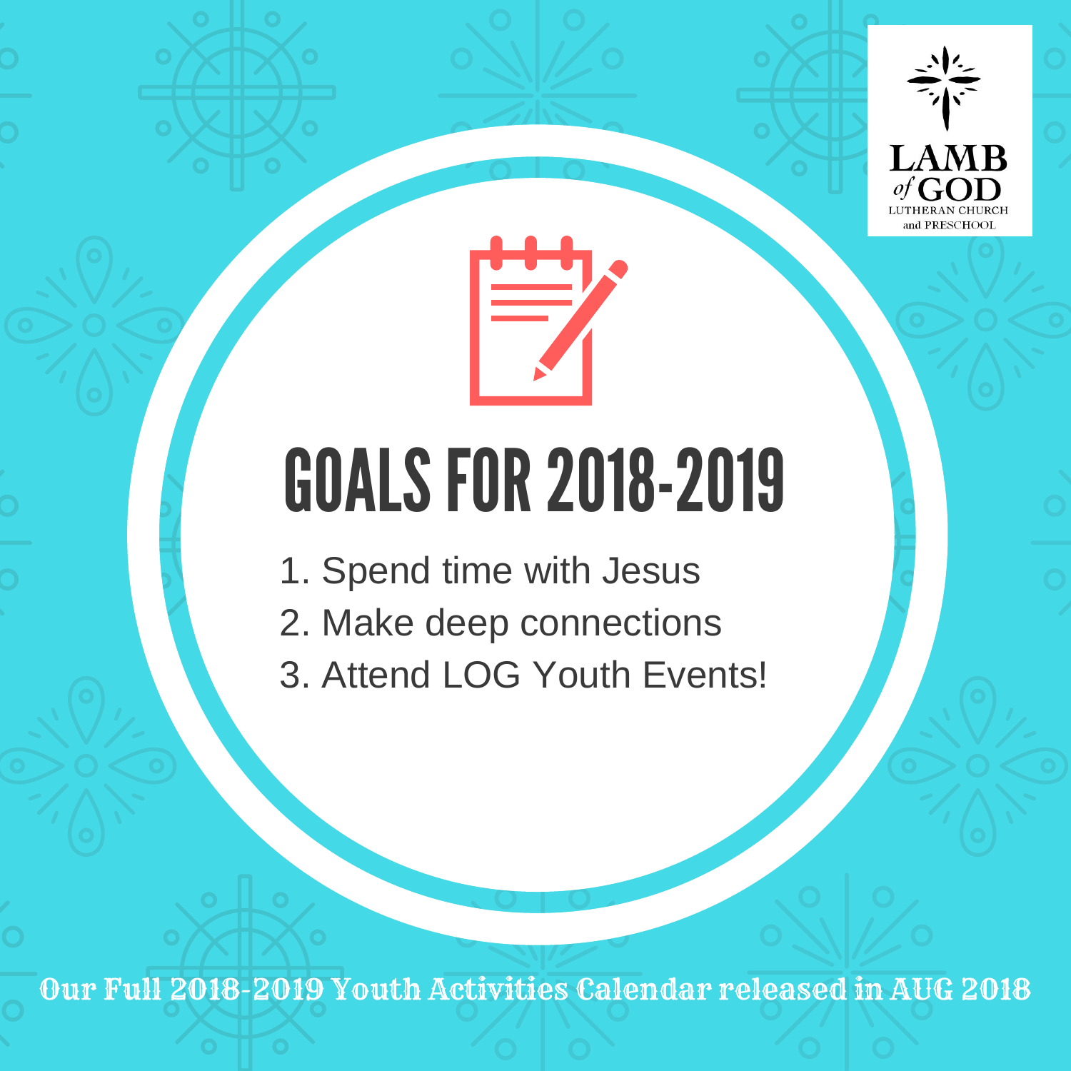LAMB *of* GOD
LUTHERAN CHURCH
and PRESCHOOL

# GOALS FOR 2018-2019

1. Spend time with Jesus
2. Make deep connections
3. Attend LOG Youth Events!

Our Full 2018-2019 Youth Activities Calendar released in AUG 2018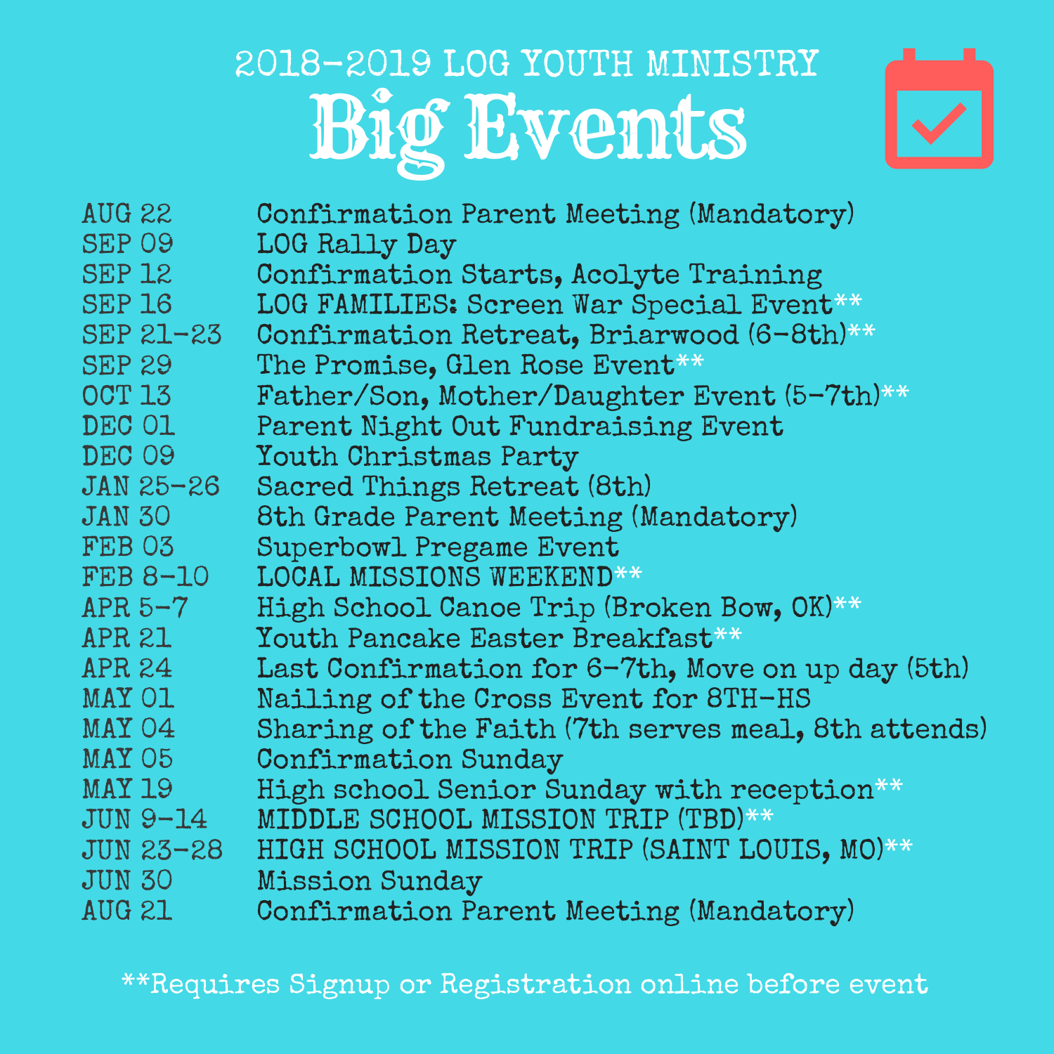## 2018-2019 LOG YOUTH MINISTRY

# Big Events

| Date | Event |
|---|---|
| AUG 22 | Confirmation Parent Meeting (Mandatory) |
| SEP 09 | LOG Rally Day |
| SEP 12 | Confirmation Starts, Acolyte Training |
| SEP 16 | LOG FAMILIES: Screen War Special Event** |
| SEP 21-23 | Confirmation Retreat, Briarwood (6-8th)** |
| SEP 29 | The Promise, Glen Rose Event** |
| OCT 13 | Father/Son, Mother/Daughter Event (5-7th)** |
| DEC 01 | Parent Night Out Fundraising Event |
| DEC 09 | Youth Christmas Party |
| JAN 25-26 | Sacred Things Retreat (8th) |
| JAN 30 | 8th Grade Parent Meeting (Mandatory) |
| FEB 03 | Superbowl Pregame Event |
| FEB 8-10 | LOCAL MISSIONS WEEKEND** |
| APR 5-7 | High School Canoe Trip (Broken Bow, OK)** |
| APR 21 | Youth Pancake Easter Breakfast** |
| APR 24 | Last Confirmation for 6-7th, Move on up day (5th) |
| MAY 01 | Nailing of the Cross Event for 8TH-HS |
| MAY 04 | Sharing of the Faith (7th serves meal, 8th attends) |
| MAY 05 | Confirmation Sunday |
| MAY 19 | High school Senior Sunday with reception** |
| JUN 9-14 | MIDDLE SCHOOL MISSION TRIP (TBD)** |
| JUN 23-28 | HIGH SCHOOL MISSION TRIP (SAINT LOUIS, MO)** |
| JUN 30 | Mission Sunday |
| AUG 21 | Confirmation Parent Meeting (Mandatory) |

**Requires Signup or Registration online before event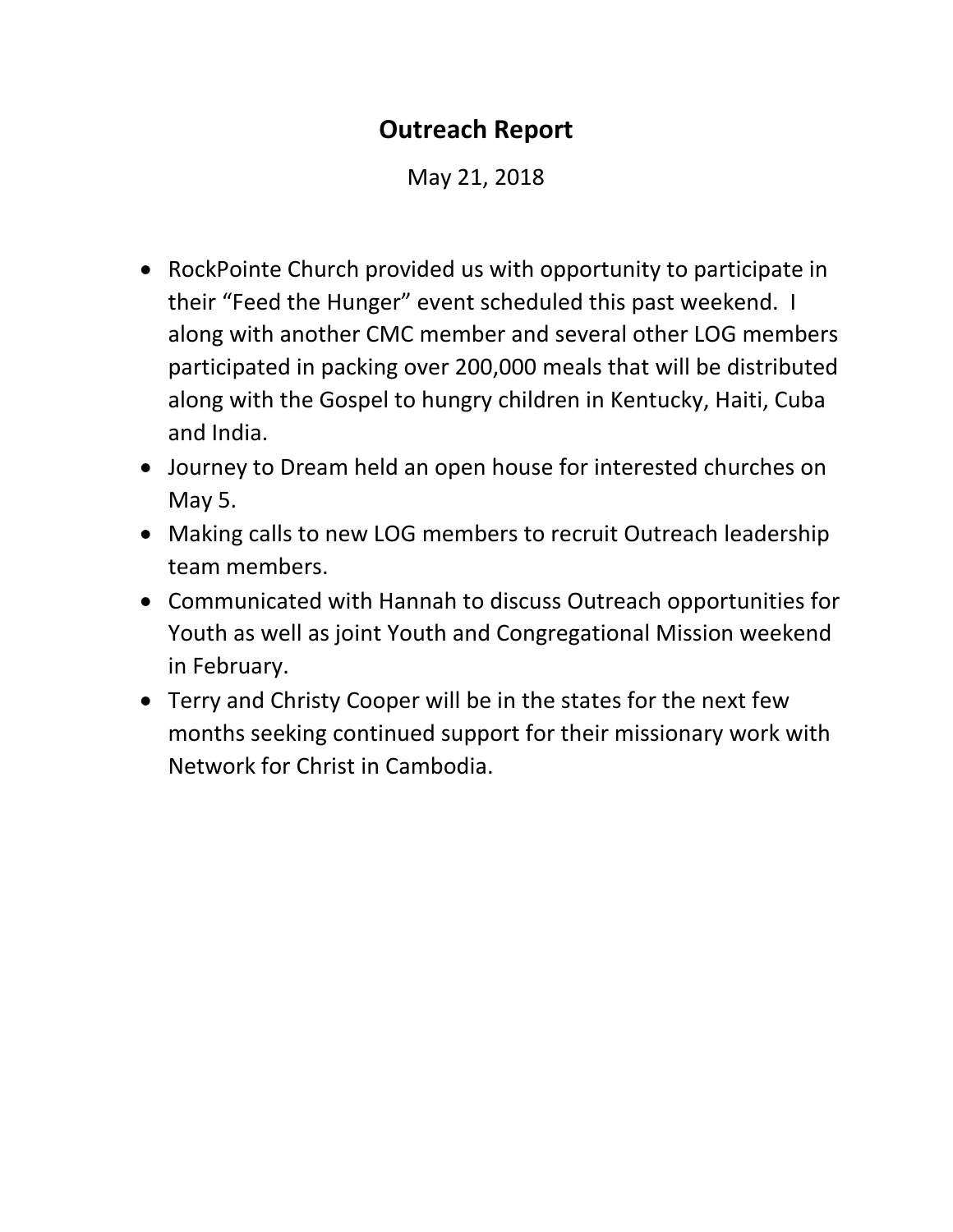# Outreach Report

May 21, 2018

- RockPointe Church provided us with opportunity to participate in their "Feed the Hunger" event scheduled this past weekend. I along with another CMC member and several other LOG members participated in packing over 200,000 meals that will be distributed along with the Gospel to hungry children in Kentucky, Haiti, Cuba and India.
- Journey to Dream held an open house for interested churches on May 5.
- Making calls to new LOG members to recruit Outreach leadership team members.
- Communicated with Hannah to discuss Outreach opportunities for Youth as well as joint Youth and Congregational Mission weekend in February.
- Terry and Christy Cooper will be in the states for the next few months seeking continued support for their missionary work with Network for Christ in Cambodia.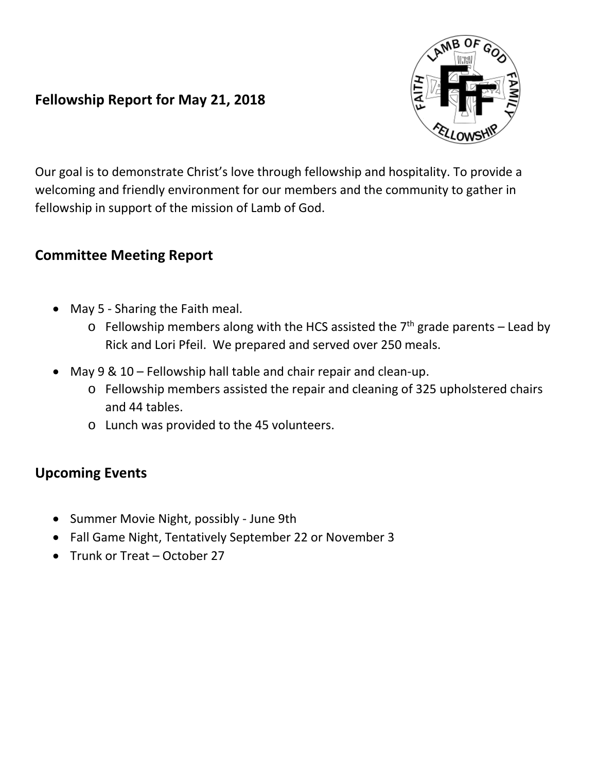**Fellowship Report for May 21, 2018**

Our goal is to demonstrate Christ's love through fellowship and hospitality. To provide a welcoming and friendly environment for our members and the community to gather in fellowship in support of the mission of Lamb of God.

## Committee Meeting Report

- May 5 - Sharing the Faith meal.
  - Fellowship members along with the HCS assisted the 7th grade parents – Lead by Rick and Lori Pfeil. We prepared and served over 250 meals.
- May 9 & 10 – Fellowship hall table and chair repair and clean-up.
  - Fellowship members assisted the repair and cleaning of 325 upholstered chairs and 44 tables.
  - Lunch was provided to the 45 volunteers.

## Upcoming Events

- Summer Movie Night, possibly - June 9th
- Fall Game Night, Tentatively September 22 or November 3
- Trunk or Treat – October 27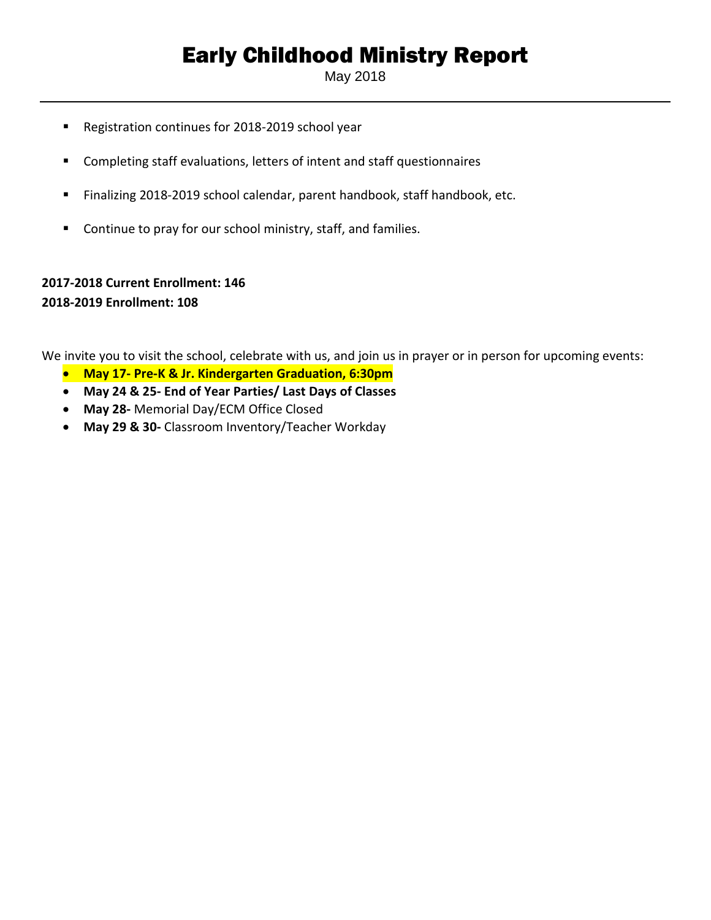# Early Childhood Ministry Report

May 2018

---

- Registration continues for 2018-2019 school year
- Completing staff evaluations, letters of intent and staff questionnaires
- Finalizing 2018-2019 school calendar, parent handbook, staff handbook, etc.
- Continue to pray for our school ministry, staff, and families.

**2017-2018 Current Enrollment: 146**
**2018-2019 Enrollment: 108**

We invite you to visit the school, celebrate with us, and join us in prayer or in person for upcoming events:

- **May 17- Pre-K & Jr. Kindergarten Graduation, 6:30pm**
- **May 24 & 25- End of Year Parties/ Last Days of Classes**
- **May 28-** Memorial Day/ECM Office Closed
- **May 29 & 30-** Classroom Inventory/Teacher Workday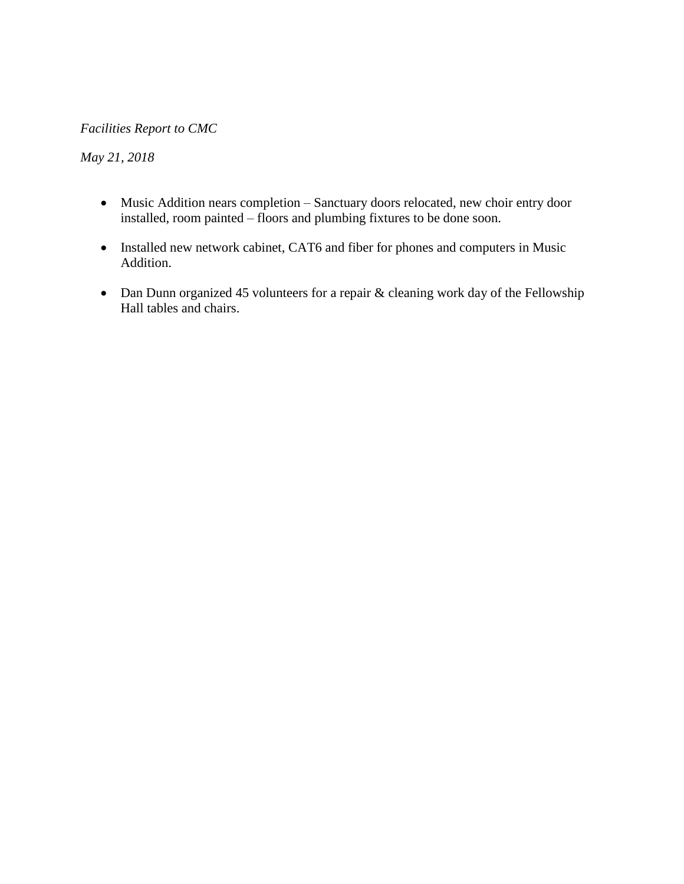*Facilities Report to CMC*

*May 21, 2018*

- Music Addition nears completion – Sanctuary doors relocated, new choir entry door installed, room painted – floors and plumbing fixtures to be done soon.
- Installed new network cabinet, CAT6 and fiber for phones and computers in Music Addition.
- Dan Dunn organized 45 volunteers for a repair & cleaning work day of the Fellowship Hall tables and chairs.